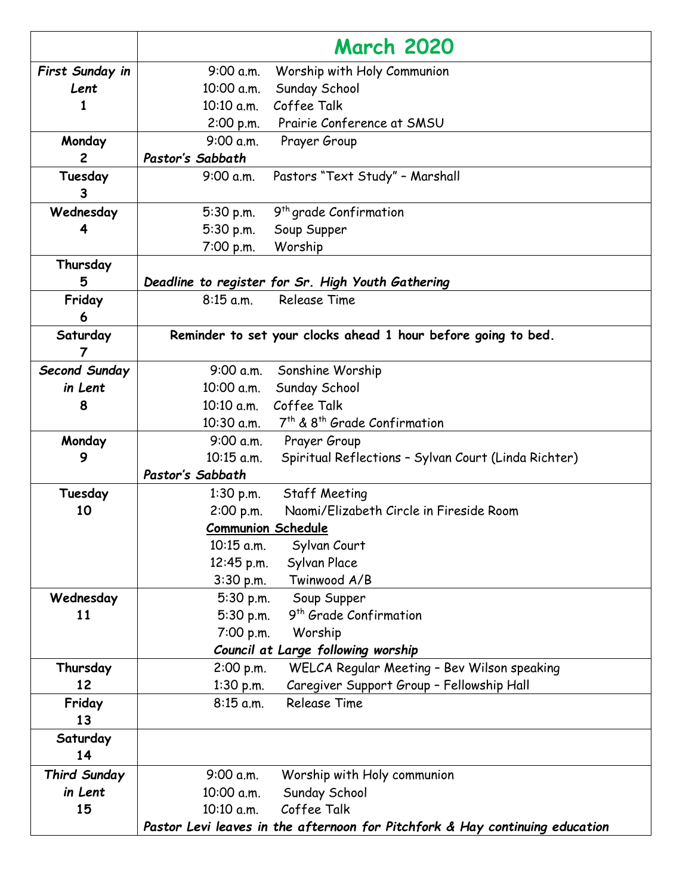| | March 2020 |
|---|---|
| ***First Sunday in Lent*** **1** | 9:00 a.m. Worship with Holy Communion<br>10:00 a.m. Sunday School<br>10:10 a.m. Coffee Talk<br>2:00 p.m. Prairie Conference at SMSU |
| **Monday 2** | 9:00 a.m. Prayer Group<br>***Pastor's Sabbath*** |
| **Tuesday 3** | 9:00 a.m. Pastors "Text Study" – Marshall |
| **Wednesday 4** | 5:30 p.m. 9th grade Confirmation<br>5:30 p.m. Soup Supper<br>7:00 p.m. Worship |
| **Thursday 5** | ***Deadline to register for Sr. High Youth Gathering*** |
| **Friday 6** | 8:15 a.m. Release Time |
| **Saturday 7** | **Reminder to set your clocks ahead 1 hour before going to bed.** |
| ***Second Sunday in Lent*** **8** | 9:00 a.m. Sonshine Worship<br>10:00 a.m. Sunday School<br>10:10 a.m. Coffee Talk<br>10:30 a.m. 7th & 8th Grade Confirmation |
| **Monday 9** | 9:00 a.m. Prayer Group<br>10:15 a.m. Spiritual Reflections – Sylvan Court (Linda Richter)<br>***Pastor's Sabbath*** |
| **Tuesday 10** | 1:30 p.m. Staff Meeting<br>2:00 p.m. Naomi/Elizabeth Circle in Fireside Room<br>**<u>Communion Schedule</u>**<br>10:15 a.m. Sylvan Court<br>12:45 p.m. Sylvan Place<br>3:30 p.m. Twinwood A/B |
| **Wednesday 11** | 5:30 p.m. Soup Supper<br>5:30 p.m. 9th Grade Confirmation<br>7:00 p.m. Worship<br>***Council at Large following worship*** |
| **Thursday 12** | 2:00 p.m. WELCA Regular Meeting – Bev Wilson speaking<br>1:30 p.m. Caregiver Support Group – Fellowship Hall |
| **Friday 13** | 8:15 a.m. Release Time |
| **Saturday 14** | |
| ***Third Sunday in Lent*** **15** | 9:00 a.m. Worship with Holy communion<br>10:00 a.m. Sunday School<br>10:10 a.m. Coffee Talk<br>***Pastor Levi leaves in the afternoon for Pitchfork & Hay continuing education*** |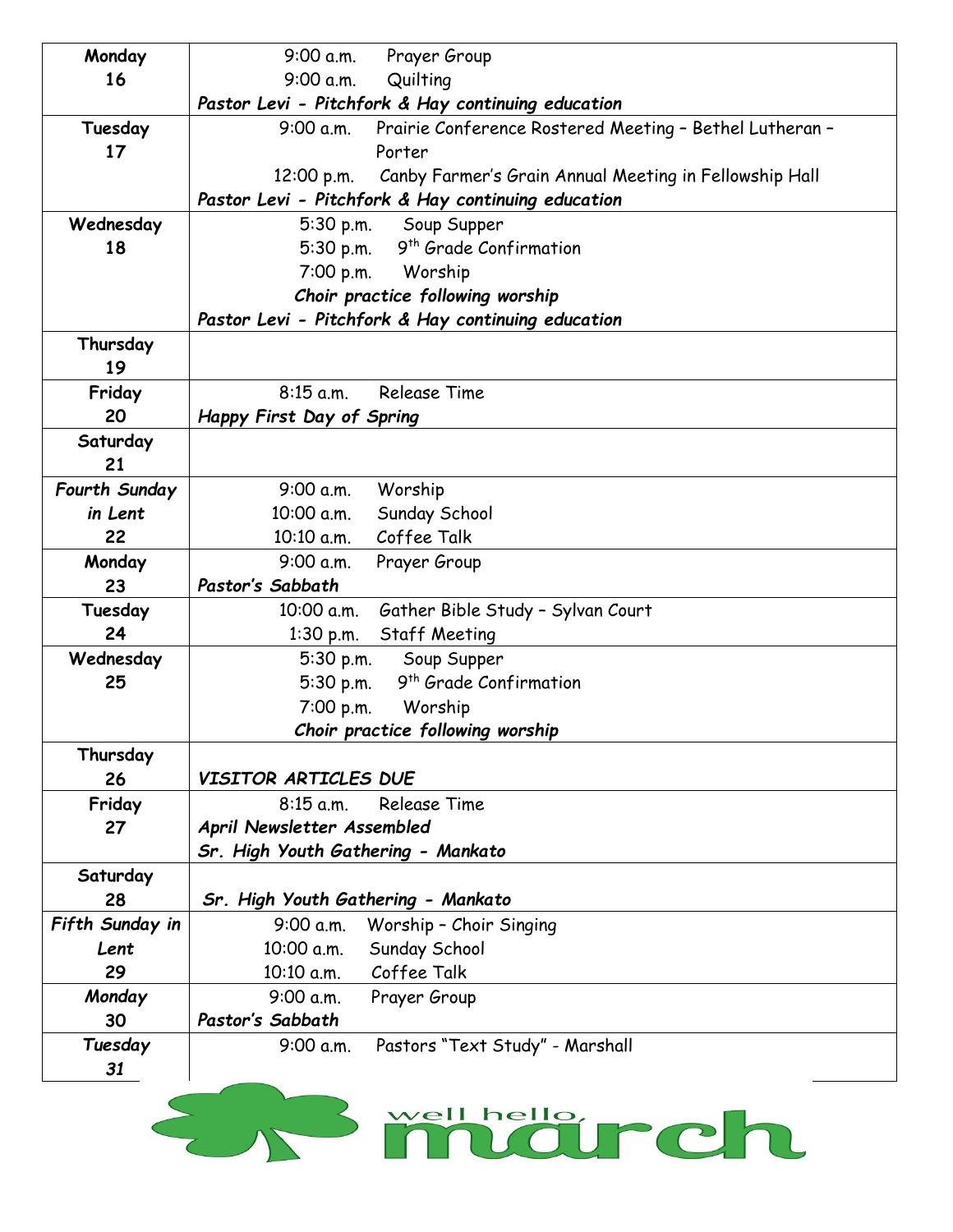| | |
|---|---|
| **Monday 16** | 9:00 a.m. Prayer Group<br>9:00 a.m. Quilting<br>***Pastor Levi - Pitchfork & Hay continuing education*** |
| **Tuesday 17** | 9:00 a.m. Prairie Conference Rostered Meeting – Bethel Lutheran – Porter<br>12:00 p.m. Canby Farmer's Grain Annual Meeting in Fellowship Hall<br>***Pastor Levi - Pitchfork & Hay continuing education*** |
| **Wednesday 18** | 5:30 p.m. Soup Supper<br>5:30 p.m. 9th Grade Confirmation<br>7:00 p.m. Worship<br>***Choir practice following worship***<br>***Pastor Levi - Pitchfork & Hay continuing education*** |
| **Thursday 19** | |
| **Friday 20** | 8:15 a.m. Release Time<br>***Happy First Day of Spring*** |
| **Saturday 21** | |
| ***Fourth Sunday in Lent* 22** | 9:00 a.m. Worship<br>10:00 a.m. Sunday School<br>10:10 a.m. Coffee Talk |
| **Monday 23** | 9:00 a.m. Prayer Group<br>***Pastor's Sabbath*** |
| **Tuesday 24** | 10:00 a.m. Gather Bible Study – Sylvan Court<br>1:30 p.m. Staff Meeting |
| **Wednesday 25** | 5:30 p.m. Soup Supper<br>5:30 p.m. 9th Grade Confirmation<br>7:00 p.m. Worship<br>***Choir practice following worship*** |
| **Thursday 26** | ***VISITOR ARTICLES DUE*** |
| **Friday 27** | 8:15 a.m. Release Time<br>***April Newsletter Assembled***<br>***Sr. High Youth Gathering - Mankato*** |
| **Saturday 28** | ***Sr. High Youth Gathering - Mankato*** |
| ***Fifth Sunday in Lent* 29** | 9:00 a.m. Worship – Choir Singing<br>10:00 a.m. Sunday School<br>10:10 a.m. Coffee Talk |
| ***Monday* 30** | 9:00 a.m. Prayer Group<br>***Pastor's Sabbath*** |
| ***Tuesday 31*** | 9:00 a.m. Pastors "Text Study" - Marshall |

well hello, march